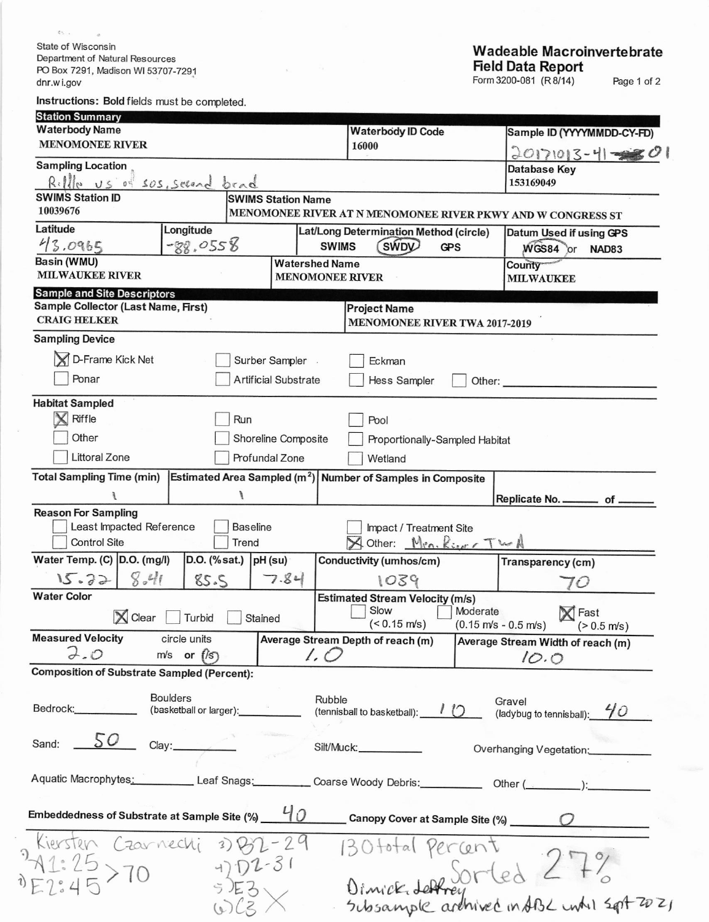State of Wisconsin
Department of Natural Resources
PO Box 7291, Madison WI 53707-7291
dnr.wi.gov

# Wadeable Macroinvertebrate Field Data Report

Form 3200-081 (R 8/14)

**Instructions: Bold** fields must be completed.

## Station Summary

| **Waterbody Name** | **Waterbody ID Code** | **Sample ID (YYYYMMDD-CY-FD)** |
|---|---|---|
| MENOMONEE RIVER | 16000 | 20171013-41-01 |

| **Sampling Location** | **Database Key** |
|---|---|
| Riffle US of SOS, second bend | 153169049 |

| **SWIMS Station ID** | **SWIMS Station Name** |
|---|---|
| 10039676 | MENOMONEE RIVER AT N MENOMONEE RIVER PKWY AND W CONGRESS ST |

| **Latitude** | **Longitude** | **Lat/Long Determination Method (circle)** | **Datum Used if using GPS** |
|---|---|---|---|
| 43.0965 | -88.0558 | SWIMS (SWDV) GPS | (WGS84) or NAD83 |

| **Basin (WMU)** | **Watershed Name** | **County** |
|---|---|---|
| MILWAUKEE RIVER | MENOMONEE RIVER | MILWAUKEE |

## Sample and Site Descriptors

| **Sample Collector (Last Name, First)** | **Project Name** |
|---|---|
| CRAIG HELKER | MENOMONEE RIVER TWA 2017-2019 |

**Sampling Device**

- [x] D-Frame Kick Net
- [ ] Surber Sampler
- [ ] Eckman
- [ ] Ponar
- [ ] Artificial Substrate
- [ ] Hess Sampler
- [ ] Other: ____

**Habitat Sampled**

- [x] Riffle
- [ ] Run
- [ ] Pool
- [ ] Other
- [ ] Shoreline Composite
- [ ] Proportionally-Sampled Habitat
- [ ] Littoral Zone
- [ ] Profundal Zone
- [ ] Wetland

| **Total Sampling Time (min)** | **Estimated Area Sampled (m²)** | **Number of Samples in Composite** | Replicate No. ___ of ___ |
|---|---|---|---|
| 1 | 1 | | |

**Reason For Sampling**

- [ ] Least Impacted Reference
- [ ] Baseline
- [ ] Impact / Treatment Site
- [ ] Control Site
- [ ] Trend
- [x] Other: Men. River TWA

| **Water Temp. (C)** | **D.O. (mg/l)** | **D.O. (%sat.)** | **pH (su)** | **Conductivity (umhos/cm)** | **Transparency (cm)** |
|---|---|---|---|---|---|
| 15.22 | 8.41 | 85.5 | 7.84 | 1039 | 70 |

**Water Color**

- [x] Clear
- [ ] Turbid
- [ ] Stained

**Estimated Stream Velocity (m/s)**

- [ ] Slow (< 0.15 m/s)
- [ ] Moderate (0.15 m/s - 0.5 m/s)
- [x] Fast (> 0.5 m/s)

| **Measured Velocity** (circle units: m/s or (f/s)) | **Average Stream Depth of reach (m)** | **Average Stream Width of reach (m)** |
|---|---|---|
| 2.0 | 1.0 | 10.0 |

**Composition of Substrate Sampled (Percent):**

Bedrock: ____ Boulders (basketball or larger): ____ Rubble (tennisball to basketball): 10 Gravel (ladybug to tennisball): 40

Sand: 50 Clay: ____ Silt/Muck: ____ Overhanging Vegetation: ____

Aquatic Macrophytes: ____ Leaf Snags: ____ Coarse Woody Debris: ____ Other (____): ____

**Embeddedness of Substrate at Sample Site (%)** 40 **Canopy Cover at Sample Site (%)** 0

Kiersten Czarnecki
2) A1:25
1) E2:45 > 70
3) B2-29
4) D2-31
5) E3
6) C3 X

130 total percent
Sorted 27%
Dimick, Jeffrey
Subsample archived in ABL until Sept 2021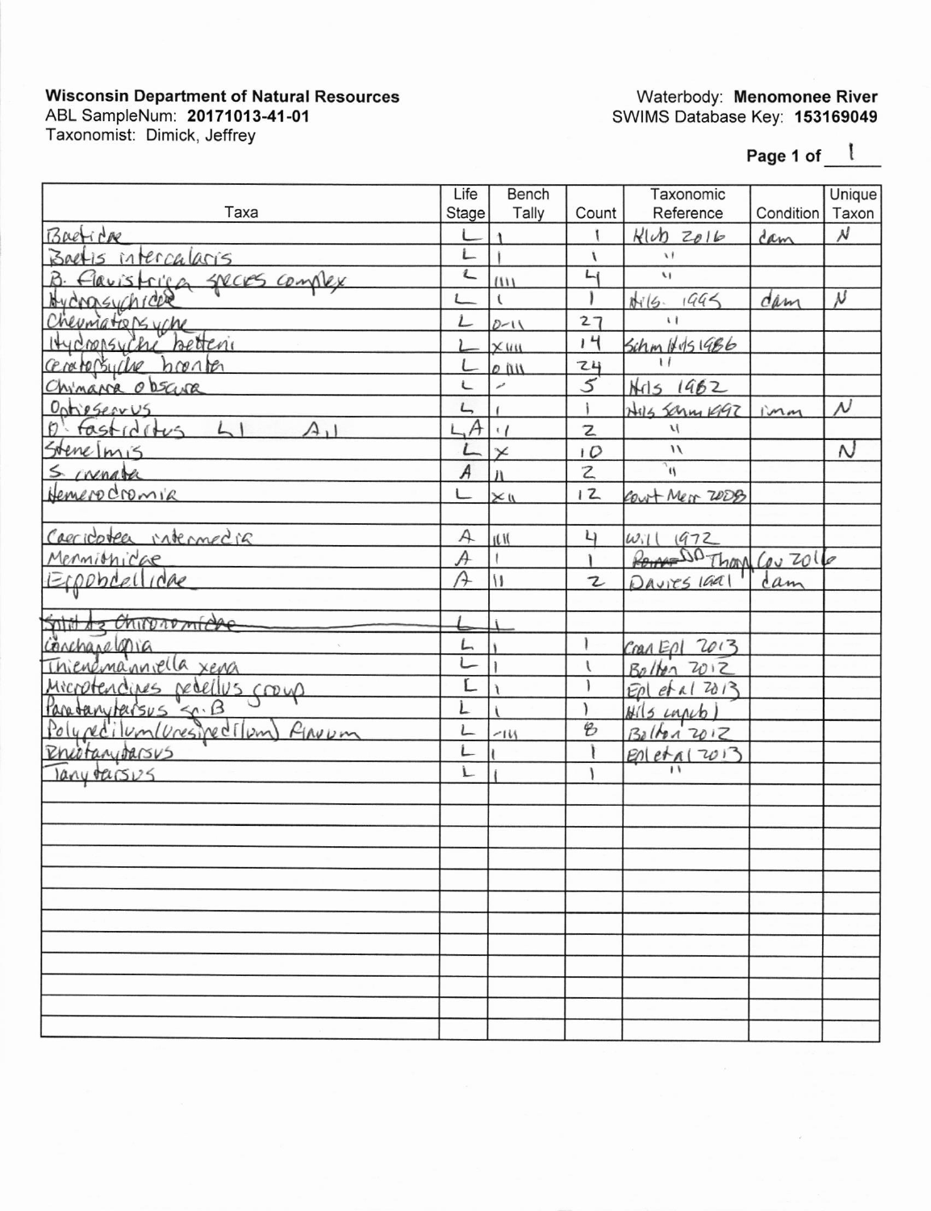**Wisconsin Department of Natural Resources**
ABL SampleNum: **20171013-41-01**
Taxonomist: Dimick, Jeffrey

Waterbody: **Menomonee River**
SWIMS Database Key: **153169049**

**Page 1 of** 1

| Taxa | Life Stage | Bench Tally | Count | Taxonomic Reference | Condition | Unique Taxon |
|---|---|---|---|---|---|---|
| Baetidae | L | I | 1 | Kluh 2016 | dam | N |
| Baetis intercalaris | L | I | 1 | " | | |
| B. flavistriga species complex | L | IIII | 4 | " | | |
| Hydropsychidae | L | I | 1 | Hils. 1995 | dam | N |
| Cheumatopsyche | L | ⊠-II | 27 | " | | |
| Hydropsyche betteni | L | XIIII | 14 | Schm Hils 1986 | | |
| Ceratopsyche bronta | L | ⊠ III | 24 | " | | |
| Chimarra obscura | L | ✓ | 5 | Hils 1982 | | |
| Optioservus | L | I | 1 | Hils Schm 1992 | imm | N |
| O. fastiditus L1 A1 | L,A | II | 2 | " | | |
| Stenelmis | L | X | 10 | " | | N |
| S. crenata | A | II | 2 | " | | |
| Hemerodromia | L | XII | 12 | Court Merr 2008 | | |
| | | | | | | |
| Caecidotea intermedia | A | IIII | 4 | Will 1972 | | |
| Mermithidae | A | I | 1 | ~~Ponar~~ SD Thorp Cov 2016 | | |
| Erpobdellidae | A | II | 2 | Davies 1991 | dam | |
| | | | | | | |
| ~~Split 1:3 Chironomidae~~ | L | I | | | | |
| Conchapelopia | L | I | 1 | Cran Epl 2013 | | |
| Thienemanniella xena | L | I | 1 | Bolton 2012 | | |
| Microtendipes pedellus group | L | I | 1 | Epl et al 2013 | | |
| Paratanytarsus sp. B | L | I | 1 | Hils unpub | | |
| Polypedilum (Uresipedilum) flavum | L | -III | 8 | Bolton 2012 | | |
| Rheotanytarsus | L | I | 1 | Epl et al 2013 | | |
| Tanytarsus | L | I | 1 | " | | |